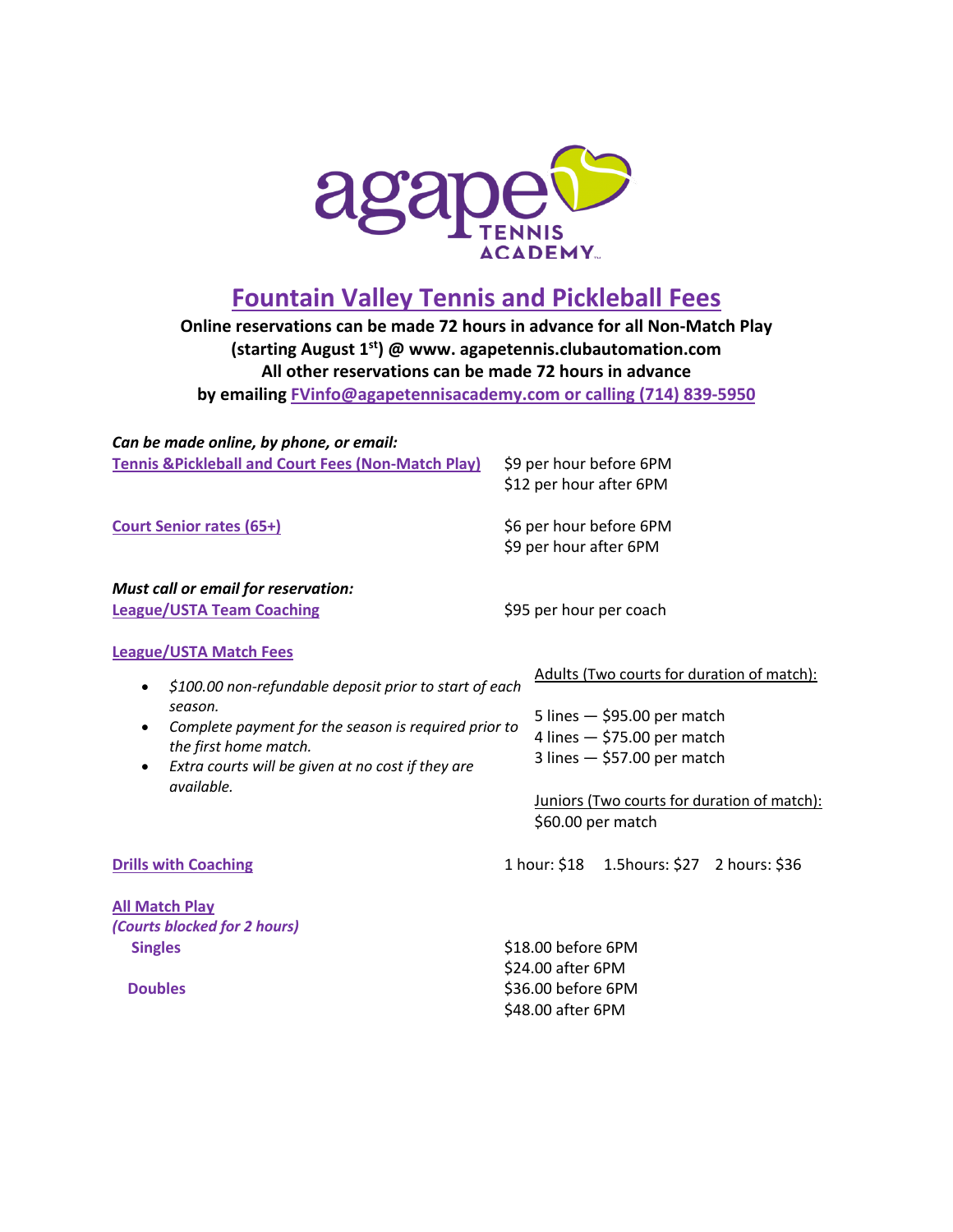# Fountain Valley Tennis and Pickleball Fees

**Online reservations can be made 72 hours in advance for all Non-Match Play (starting August 1st) @ www. agapetennis.clubautomation.com**
**All other reservations can be made 72 hours in advance by emailing FVinfo@agapetennisacademy.com or calling (714) 839-5950**

***Can be made online, by phone, or email:***

**Tennis &Pickleball and Court Fees (Non-Match Play)**
$9 per hour before 6PM
$12 per hour after 6PM

**Court Senior rates (65+)**
$6 per hour before 6PM
$9 per hour after 6PM

***Must call or email for reservation:***

**League/USTA Team Coaching**
$95 per hour per coach

**League/USTA Match Fees**

- *$100.00 non-refundable deposit prior to start of each season.*
- *Complete payment for the season is required prior to the first home match.*
- *Extra courts will be given at no cost if they are available.*

Adults (Two courts for duration of match):

5 lines — $95.00 per match
4 lines — $75.00 per match
3 lines — $57.00 per match

Juniors (Two courts for duration of match):
$60.00 per match

**Drills with Coaching**
1 hour: $18 1.5hours: $27 2 hours: $36

**All Match Play**
***(Courts blocked for 2 hours)***

**Singles**
$18.00 before 6PM
$24.00 after 6PM

**Doubles**
$36.00 before 6PM
$48.00 after 6PM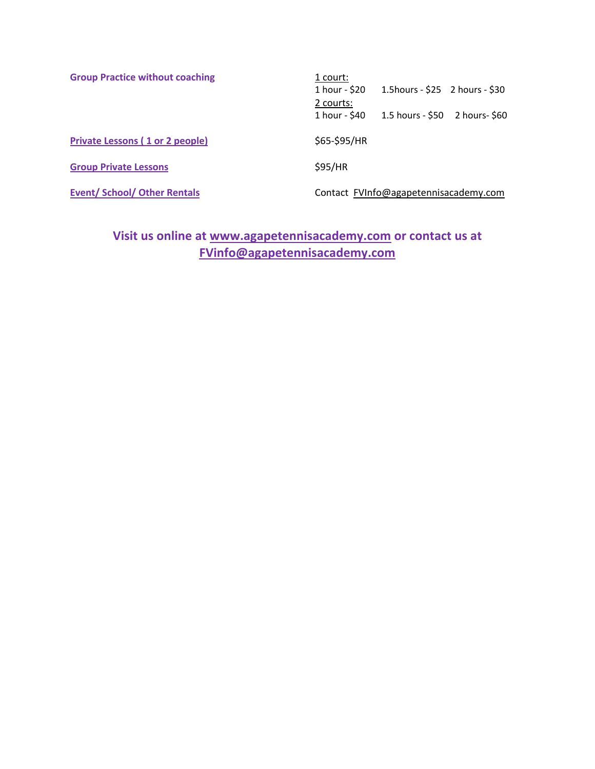| | |
|---|---|
| **Group Practice without coaching** | 1 court:<br>1 hour - $20 1.5hours - $25 2 hours - $30<br>2 courts:<br>1 hour - $40 1.5 hours - $50 2 hours- $60 |
| **Private Lessons ( 1 or 2 people)** | $65-$95/HR |
| **Group Private Lessons** | $95/HR |
| **Event/ School/ Other Rentals** | Contact FVInfo@agapetennisacademy.com |

**Visit us online at www.agapetennisacademy.com or contact us at FVinfo@agapetennisacademy.com**